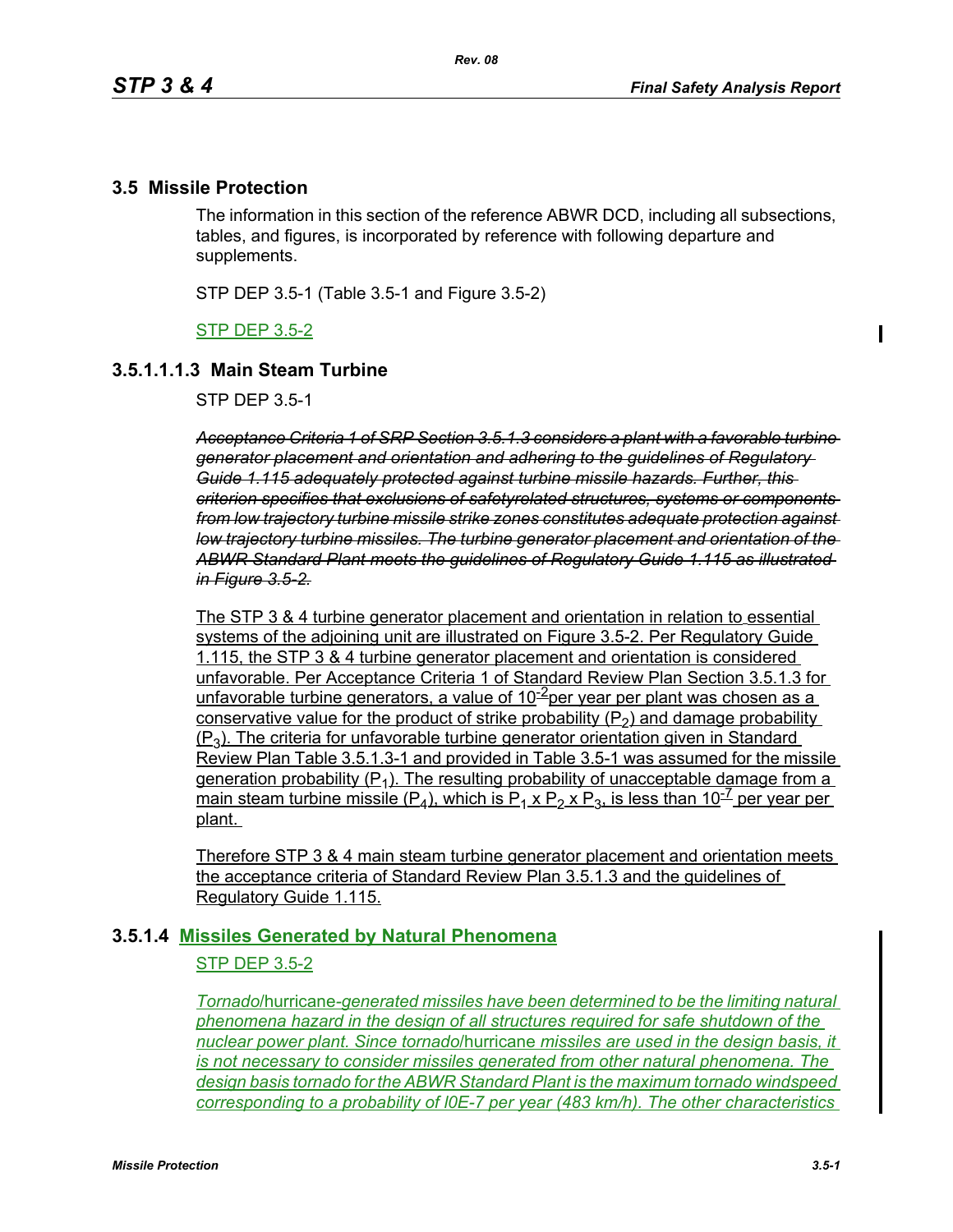## 3.5 Missile Protection

The information in this section of the reference ABWR DCD, including all subsections, tables, and figures, is incorporated by reference with following departure and supplements.

STP DEP 3.5-1 (Table 3.5-1 and Figure 3.5-2)

STP DEP 3.5-2

### 3.5.1.1.1.3 Main Steam Turbine

STP DEP 3.5-1

~~*Acceptance Criteria 1 of SRP Section 3.5.1.3 considers a plant with a favorable turbine generator placement and orientation and adhering to the guidelines of Regulatory Guide 1.115 adequately protected against turbine missile hazards. Further, this criterion specifies that exclusions of safetyrelated structures, systems or components from low trajectory turbine missile strike zones constitutes adequate protection against low trajectory turbine missiles. The turbine generator placement and orientation of the ABWR Standard Plant meets the guidelines of Regulatory Guide 1.115 as illustrated in Figure 3.5-2.*~~

The STP 3 & 4 turbine generator placement and orientation in relation to essential systems of the adjoining unit are illustrated on Figure 3.5-2. Per Regulatory Guide 1.115, the STP 3 & 4 turbine generator placement and orientation is considered unfavorable. Per Acceptance Criteria 1 of Standard Review Plan Section 3.5.1.3 for unfavorable turbine generators, a value of $10^{-2}$ per year per plant was chosen as a conservative value for the product of strike probability ($P_2$) and damage probability ($P_3$). The criteria for unfavorable turbine generator orientation given in Standard Review Plan Table 3.5.1.3-1 and provided in Table 3.5-1 was assumed for the missile generation probability ($P_1$). The resulting probability of unacceptable damage from a main steam turbine missile ($P_4$), which is $P_1$ x $P_2$ x $P_3$, is less than $10^{-7}$ per year per plant.

Therefore STP 3 & 4 main steam turbine generator placement and orientation meets the acceptance criteria of Standard Review Plan 3.5.1.3 and the guidelines of Regulatory Guide 1.115.

### 3.5.1.4 Missiles Generated by Natural Phenomena

STP DEP 3.5-2

*Tornado*/hurricane*-generated missiles have been determined to be the limiting natural phenomena hazard in the design of all structures required for safe shutdown of the nuclear power plant. Since tornado*/hurricane *missiles are used in the design basis, it is not necessary to consider missiles generated from other natural phenomena. The design basis tornado for the ABWR Standard Plant is the maximum tornado windspeed corresponding to a probability of l0E-7 per year (483 km/h). The other characteristics*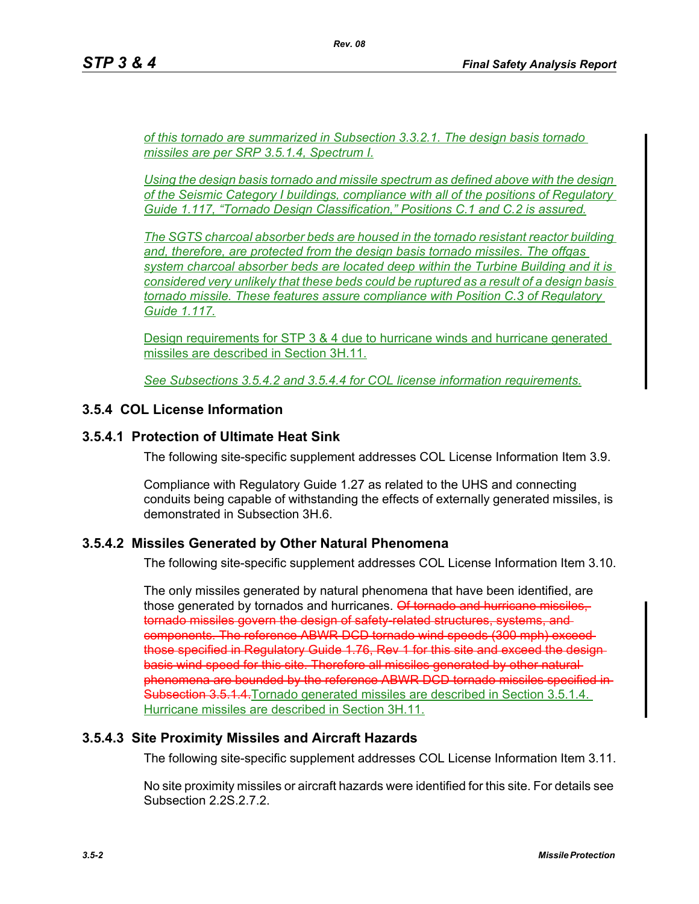*of this tornado are summarized in Subsection 3.3.2.1. The design basis tornado missiles are per SRP 3.5.1.4, Spectrum I.*

*Using the design basis tornado and missile spectrum as defined above with the design of the Seismic Category I buildings, compliance with all of the positions of Regulatory Guide 1.117, "Tornado Design Classification," Positions C.1 and C.2 is assured.*

*The SGTS charcoal absorber beds are housed in the tornado resistant reactor building and, therefore, are protected from the design basis tornado missiles. The offgas system charcoal absorber beds are located deep within the Turbine Building and it is considered very unlikely that these beds could be ruptured as a result of a design basis tornado missile. These features assure compliance with Position C.3 of Regulatory Guide 1.117.*

Design requirements for STP 3 & 4 due to hurricane winds and hurricane generated missiles are described in Section 3H.11.

*See Subsections 3.5.4.2 and 3.5.4.4 for COL license information requirements.*

## 3.5.4 COL License Information

### 3.5.4.1 Protection of Ultimate Heat Sink

The following site-specific supplement addresses COL License Information Item 3.9.

Compliance with Regulatory Guide 1.27 as related to the UHS and connecting conduits being capable of withstanding the effects of externally generated missiles, is demonstrated in Subsection 3H.6.

### 3.5.4.2 Missiles Generated by Other Natural Phenomena

The following site-specific supplement addresses COL License Information Item 3.10.

The only missiles generated by natural phenomena that have been identified, are those generated by tornados and hurricanes. ~~Of tornado and hurricane missiles, tornado missiles govern the design of safety-related structures, systems, and components. The reference ABWR DCD tornado wind speeds (300 mph) exceed those specified in Regulatory Guide 1.76, Rev 1 for this site and exceed the design basis wind speed for this site. Therefore all missiles generated by other natural phenomena are bounded by the reference ABWR DCD tornado missiles specified in Subsection 3.5.1.4.~~Tornado generated missiles are described in Section 3.5.1.4. Hurricane missiles are described in Section 3H.11.

### 3.5.4.3 Site Proximity Missiles and Aircraft Hazards

The following site-specific supplement addresses COL License Information Item 3.11.

No site proximity missiles or aircraft hazards were identified for this site. For details see Subsection 2.2S.2.7.2.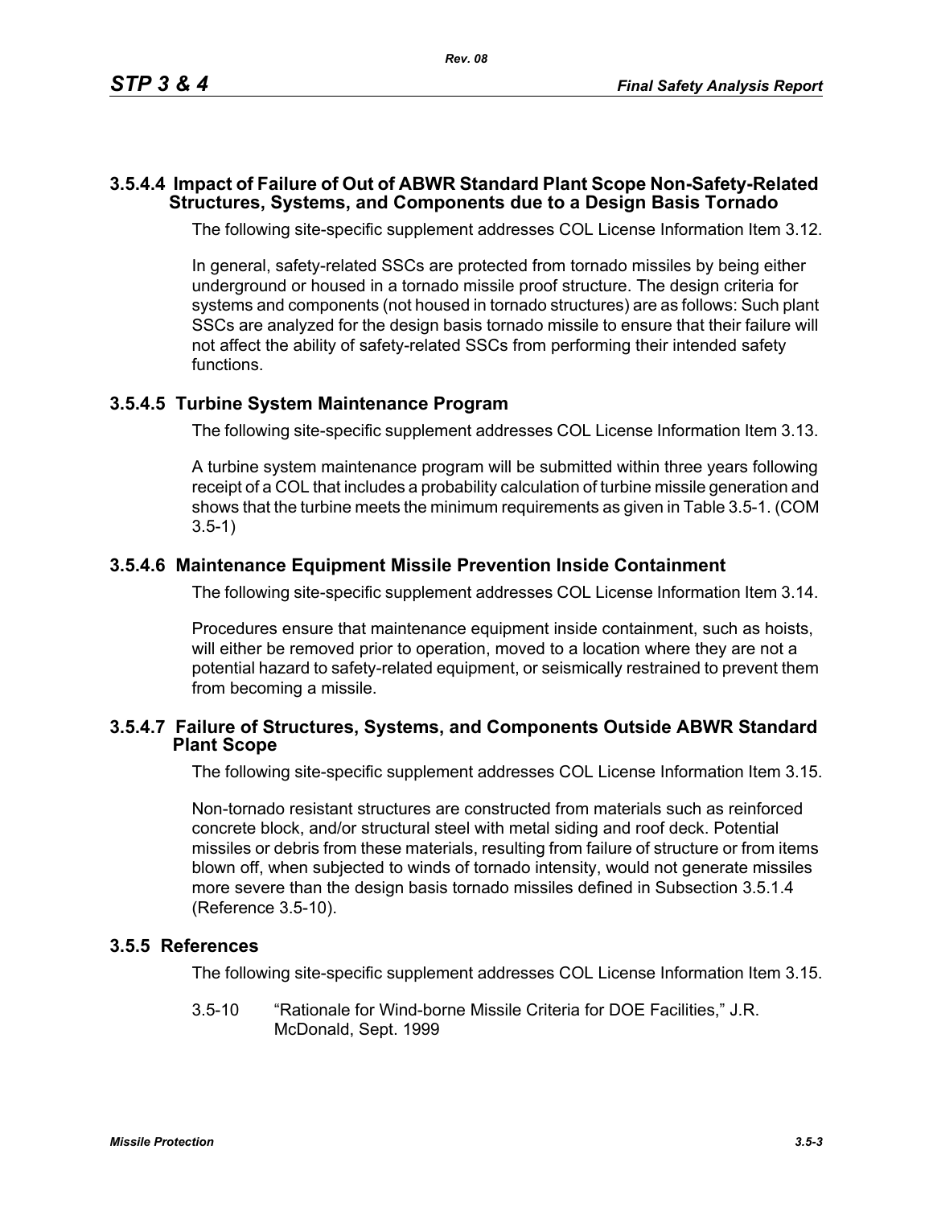### 3.5.4.4 Impact of Failure of Out of ABWR Standard Plant Scope Non-Safety-Related Structures, Systems, and Components due to a Design Basis Tornado

The following site-specific supplement addresses COL License Information Item 3.12.

In general, safety-related SSCs are protected from tornado missiles by being either underground or housed in a tornado missile proof structure. The design criteria for systems and components (not housed in tornado structures) are as follows: Such plant SSCs are analyzed for the design basis tornado missile to ensure that their failure will not affect the ability of safety-related SSCs from performing their intended safety functions.

### 3.5.4.5 Turbine System Maintenance Program

The following site-specific supplement addresses COL License Information Item 3.13.

A turbine system maintenance program will be submitted within three years following receipt of a COL that includes a probability calculation of turbine missile generation and shows that the turbine meets the minimum requirements as given in Table 3.5-1. (COM 3.5-1)

### 3.5.4.6 Maintenance Equipment Missile Prevention Inside Containment

The following site-specific supplement addresses COL License Information Item 3.14.

Procedures ensure that maintenance equipment inside containment, such as hoists, will either be removed prior to operation, moved to a location where they are not a potential hazard to safety-related equipment, or seismically restrained to prevent them from becoming a missile.

### 3.5.4.7 Failure of Structures, Systems, and Components Outside ABWR Standard Plant Scope

The following site-specific supplement addresses COL License Information Item 3.15.

Non-tornado resistant structures are constructed from materials such as reinforced concrete block, and/or structural steel with metal siding and roof deck. Potential missiles or debris from these materials, resulting from failure of structure or from items blown off, when subjected to winds of tornado intensity, would not generate missiles more severe than the design basis tornado missiles defined in Subsection 3.5.1.4 (Reference 3.5-10).

## 3.5.5 References

The following site-specific supplement addresses COL License Information Item 3.15.

3.5-10 "Rationale for Wind-borne Missile Criteria for DOE Facilities," J.R. McDonald, Sept. 1999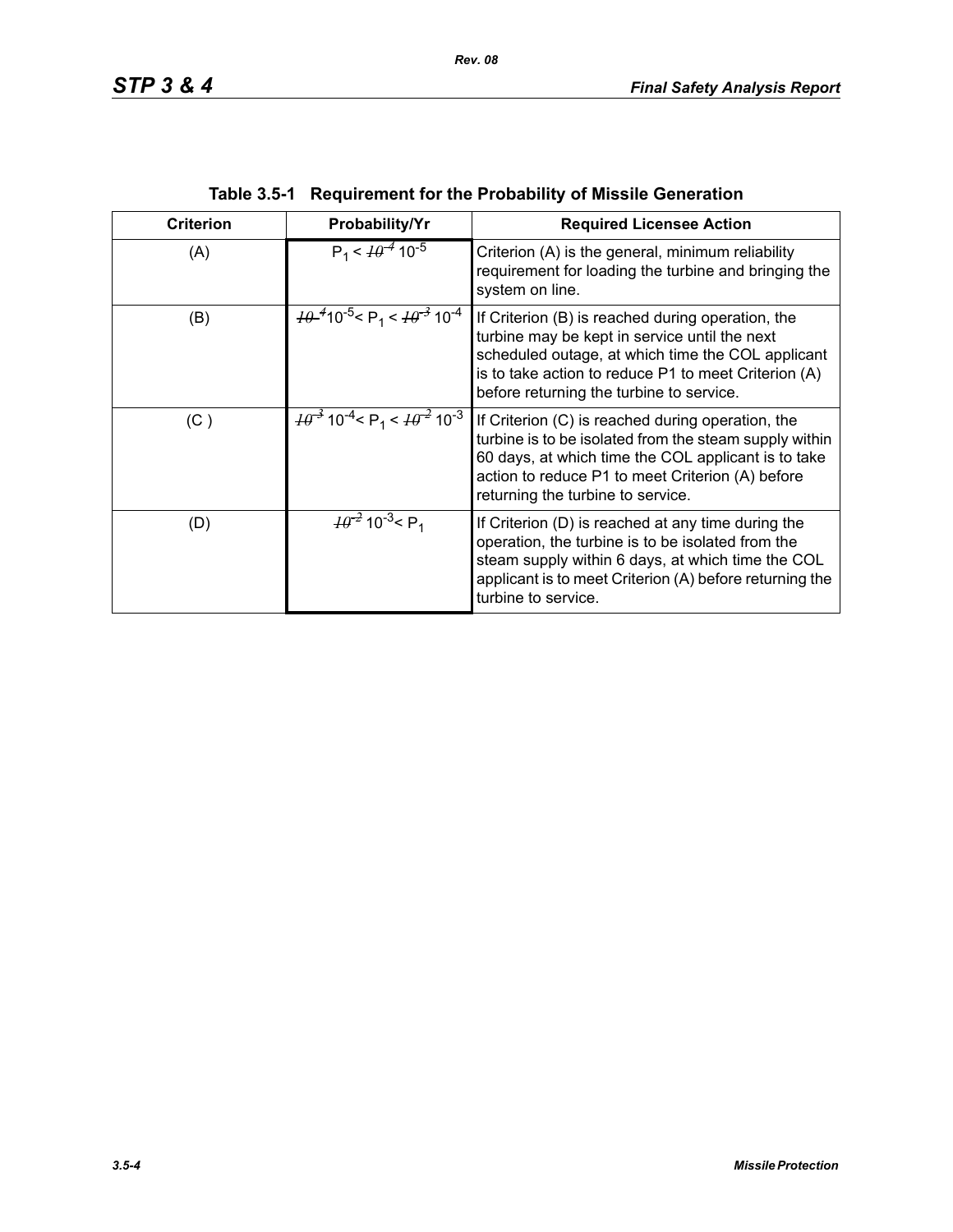**Table 3.5-1 Requirement for the Probability of Missile Generation**

| Criterion | Probability/Yr | Required Licensee Action |
|---|---|---|
| (A) | $P_1 <$ ~~$10^{-4}$~~ $10^{-5}$ | Criterion (A) is the general, minimum reliability requirement for loading the turbine and bringing the system on line. |
| (B) | ~~$10^{-4}$~~ $10^{-5} < P_1 <$ ~~$10^{-3}$~~ $10^{-4}$ | If Criterion (B) is reached during operation, the turbine may be kept in service until the next scheduled outage, at which time the COL applicant is to take action to reduce P1 to meet Criterion (A) before returning the turbine to service. |
| (C ) | ~~$10^{-3}$~~ $10^{-4} < P_1 <$ ~~$10^{-2}$~~ $10^{-3}$ | If Criterion (C) is reached during operation, the turbine is to be isolated from the steam supply within 60 days, at which time the COL applicant is to take action to reduce P1 to meet Criterion (A) before returning the turbine to service. |
| (D) | ~~$10^{-2}$~~ $10^{-3} < P_1$ | If Criterion (D) is reached at any time during the operation, the turbine is to be isolated from the steam supply within 6 days, at which time the COL applicant is to meet Criterion (A) before returning the turbine to service. |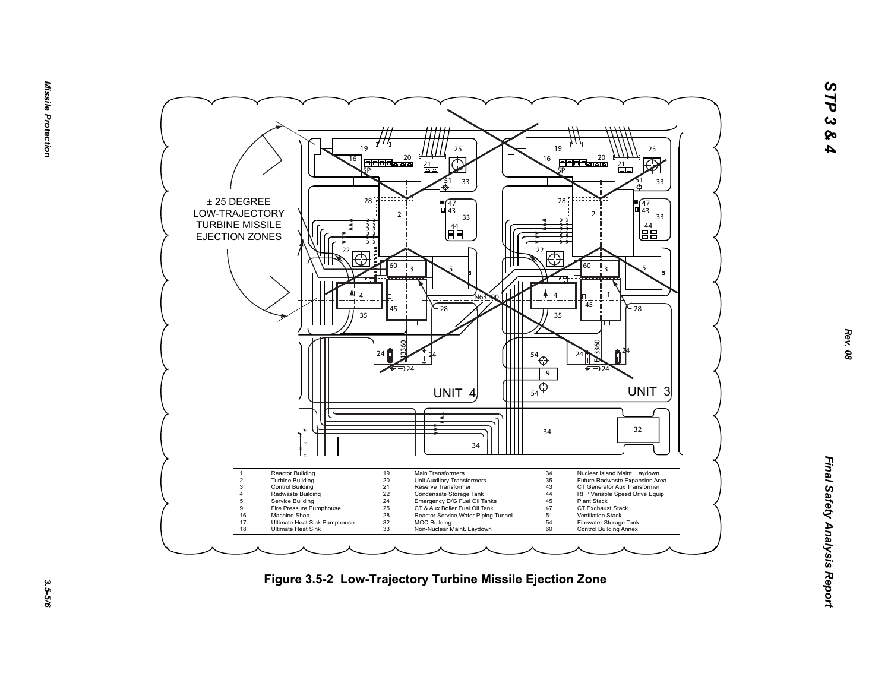± 25 DEGREE
LOW-TRAJECTORY
TURBINE MISSILE
EJECTION ZONES

UNIT 4

UNIT 3

N63100

E43360

| | | | | | |
|---|---|---|---|---|---|
| 1 | Reactor Building | 19 | Main Transformers | 34 | Nuclear Island Maint. Laydown |
| 2 | Turbine Building | 20 | Unit Auxiliary Transformers | 35 | Future Radwaste Expansion Area |
| 3 | Control Building | 21 | Reserve Transformer | 43 | CT Generator Aux Transformer |
| 4 | Radwaste Building | 22 | Condensate Storage Tank | 44 | RFP Variable Speed Drive Equip |
| 5 | Service Building | 24 | Emergency D/G Fuel Oil Tanks | 45 | Plant Stack |
| 9 | Fire Pressure Pumphouse | 25 | CT & Aux Boiler Fuel Oil Tank | 47 | CT Exhaust Stack |
| 16 | Machine Shop | 28 | Reactor Service Water Piping Tunnel | 51 | Ventilation Stack |
| 17 | Ultimate Heat Sink Pumphouse | 32 | MOC Building | 54 | Firewater Storage Tank |
| 18 | Ultimate Heat Sink | 33 | Non-Nuclear Maint. Laydown | 60 | Control Building Annex |

**Figure 3.5-2 Low-Trajectory Turbine Missile Ejection Zone**